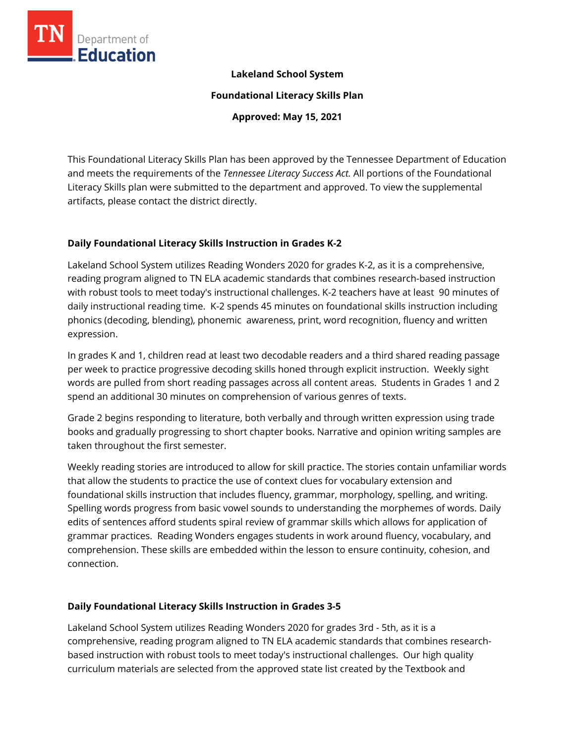**Lakeland School System**

**Foundational Literacy Skills Plan**

**Approved: May 15, 2021**

This Foundational Literacy Skills Plan has been approved by the Tennessee Department of Education and meets the requirements of the *Tennessee Literacy Success Act.* All portions of the Foundational Literacy Skills plan were submitted to the department and approved. To view the supplemental artifacts, please contact the district directly.

## Daily Foundational Literacy Skills Instruction in Grades K-2

Lakeland School System utilizes Reading Wonders 2020 for grades K-2, as it is a comprehensive, reading program aligned to TN ELA academic standards that combines research-based instruction with robust tools to meet today's instructional challenges. K-2 teachers have at least 90 minutes of daily instructional reading time. K-2 spends 45 minutes on foundational skills instruction including phonics (decoding, blending), phonemic awareness, print, word recognition, fluency and written expression.

In grades K and 1, children read at least two decodable readers and a third shared reading passage per week to practice progressive decoding skills honed through explicit instruction. Weekly sight words are pulled from short reading passages across all content areas. Students in Grades 1 and 2 spend an additional 30 minutes on comprehension of various genres of texts.

Grade 2 begins responding to literature, both verbally and through written expression using trade books and gradually progressing to short chapter books. Narrative and opinion writing samples are taken throughout the first semester.

Weekly reading stories are introduced to allow for skill practice. The stories contain unfamiliar words that allow the students to practice the use of context clues for vocabulary extension and foundational skills instruction that includes fluency, grammar, morphology, spelling, and writing. Spelling words progress from basic vowel sounds to understanding the morphemes of words. Daily edits of sentences afford students spiral review of grammar skills which allows for application of grammar practices. Reading Wonders engages students in work around fluency, vocabulary, and comprehension. These skills are embedded within the lesson to ensure continuity, cohesion, and connection.

## Daily Foundational Literacy Skills Instruction in Grades 3-5

Lakeland School System utilizes Reading Wonders 2020 for grades 3rd - 5th, as it is a comprehensive, reading program aligned to TN ELA academic standards that combines research-based instruction with robust tools to meet today's instructional challenges. Our high quality curriculum materials are selected from the approved state list created by the Textbook and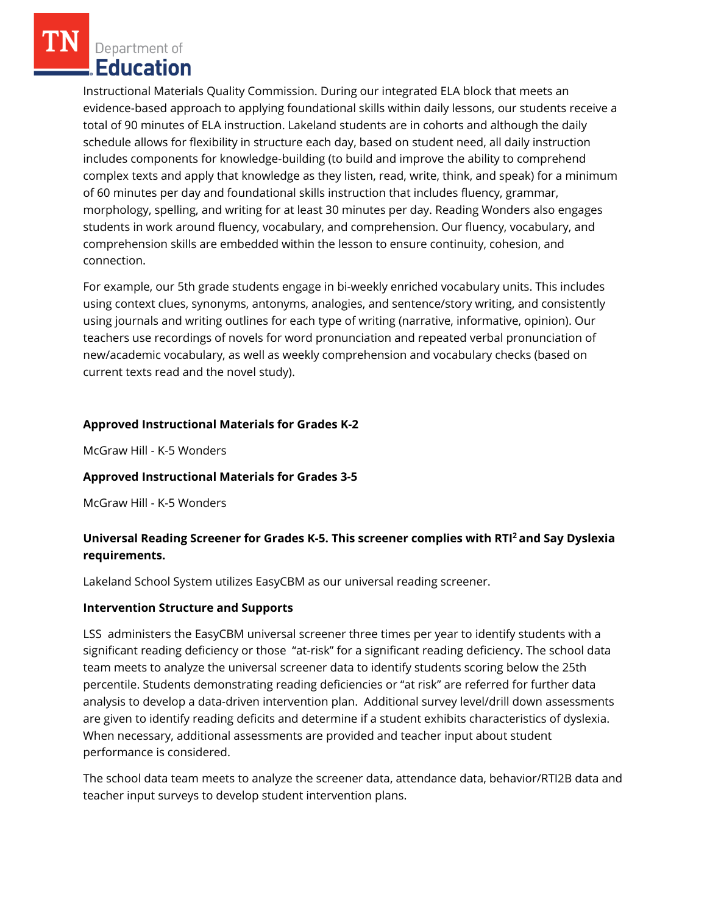Instructional Materials Quality Commission. During our integrated ELA block that meets an evidence-based approach to applying foundational skills within daily lessons, our students receive a total of 90 minutes of ELA instruction. Lakeland students are in cohorts and although the daily schedule allows for flexibility in structure each day, based on student need, all daily instruction includes components for knowledge-building (to build and improve the ability to comprehend complex texts and apply that knowledge as they listen, read, write, think, and speak) for a minimum of 60 minutes per day and foundational skills instruction that includes fluency, grammar, morphology, spelling, and writing for at least 30 minutes per day. Reading Wonders also engages students in work around fluency, vocabulary, and comprehension. Our fluency, vocabulary, and comprehension skills are embedded within the lesson to ensure continuity, cohesion, and connection.

For example, our 5th grade students engage in bi-weekly enriched vocabulary units. This includes using context clues, synonyms, antonyms, analogies, and sentence/story writing, and consistently using journals and writing outlines for each type of writing (narrative, informative, opinion). Our teachers use recordings of novels for word pronunciation and repeated verbal pronunciation of new/academic vocabulary, as well as weekly comprehension and vocabulary checks (based on current texts read and the novel study).

**Approved Instructional Materials for Grades K-2**

McGraw Hill - K-5 Wonders

**Approved Instructional Materials for Grades 3-5**

McGraw Hill - K-5 Wonders

**Universal Reading Screener for Grades K-5. This screener complies with RTI² and Say Dyslexia requirements.**

Lakeland School System utilizes EasyCBM as our universal reading screener.

**Intervention Structure and Supports**

LSS administers the EasyCBM universal screener three times per year to identify students with a significant reading deficiency or those "at-risk" for a significant reading deficiency. The school data team meets to analyze the universal screener data to identify students scoring below the 25th percentile. Students demonstrating reading deficiencies or "at risk" are referred for further data analysis to develop a data-driven intervention plan. Additional survey level/drill down assessments are given to identify reading deficits and determine if a student exhibits characteristics of dyslexia. When necessary, additional assessments are provided and teacher input about student performance is considered.

The school data team meets to analyze the screener data, attendance data, behavior/RTI2B data and teacher input surveys to develop student intervention plans.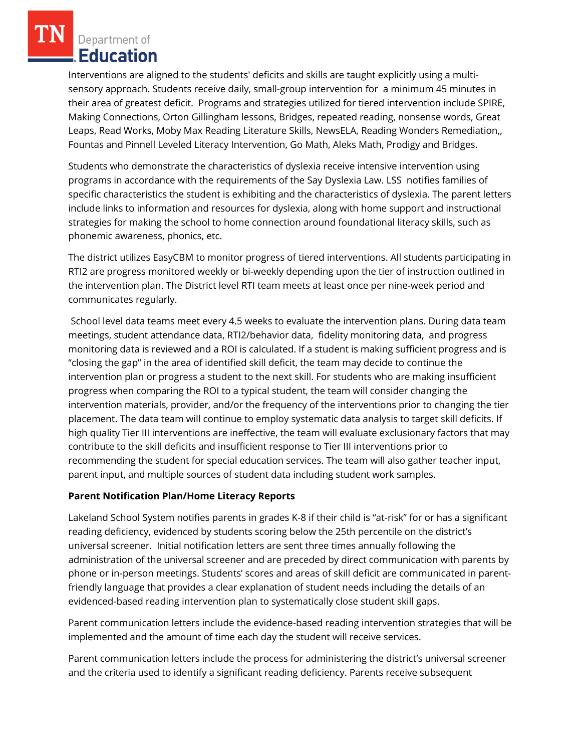Interventions are aligned to the students' deficits and skills are taught explicitly using a multi-sensory approach. Students receive daily, small-group intervention for a minimum 45 minutes in their area of greatest deficit. Programs and strategies utilized for tiered intervention include SPIRE, Making Connections, Orton Gillingham lessons, Bridges, repeated reading, nonsense words, Great Leaps, Read Works, Moby Max Reading Literature Skills, NewsELA, Reading Wonders Remediation,, Fountas and Pinnell Leveled Literacy Intervention, Go Math, Aleks Math, Prodigy and Bridges.

Students who demonstrate the characteristics of dyslexia receive intensive intervention using programs in accordance with the requirements of the Say Dyslexia Law. LSS notifies families of specific characteristics the student is exhibiting and the characteristics of dyslexia. The parent letters include links to information and resources for dyslexia, along with home support and instructional strategies for making the school to home connection around foundational literacy skills, such as phonemic awareness, phonics, etc.

The district utilizes EasyCBM to monitor progress of tiered interventions. All students participating in RTI2 are progress monitored weekly or bi-weekly depending upon the tier of instruction outlined in the intervention plan. The District level RTI team meets at least once per nine-week period and communicates regularly.

School level data teams meet every 4.5 weeks to evaluate the intervention plans. During data team meetings, student attendance data, RTI2/behavior data, fidelity monitoring data, and progress monitoring data is reviewed and a ROI is calculated. If a student is making sufficient progress and is "closing the gap" in the area of identified skill deficit, the team may decide to continue the intervention plan or progress a student to the next skill. For students who are making insufficient progress when comparing the ROI to a typical student, the team will consider changing the intervention materials, provider, and/or the frequency of the interventions prior to changing the tier placement. The data team will continue to employ systematic data analysis to target skill deficits. If high quality Tier III interventions are ineffective, the team will evaluate exclusionary factors that may contribute to the skill deficits and insufficient response to Tier III interventions prior to recommending the student for special education services. The team will also gather teacher input, parent input, and multiple sources of student data including student work samples.

**Parent Notification Plan/Home Literacy Reports**

Lakeland School System notifies parents in grades K-8 if their child is "at-risk" for or has a significant reading deficiency, evidenced by students scoring below the 25th percentile on the district's universal screener. Initial notification letters are sent three times annually following the administration of the universal screener and are preceded by direct communication with parents by phone or in-person meetings. Students' scores and areas of skill deficit are communicated in parent-friendly language that provides a clear explanation of student needs including the details of an evidenced-based reading intervention plan to systematically close student skill gaps.

Parent communication letters include the evidence-based reading intervention strategies that will be implemented and the amount of time each day the student will receive services.

Parent communication letters include the process for administering the district's universal screener and the criteria used to identify a significant reading deficiency. Parents receive subsequent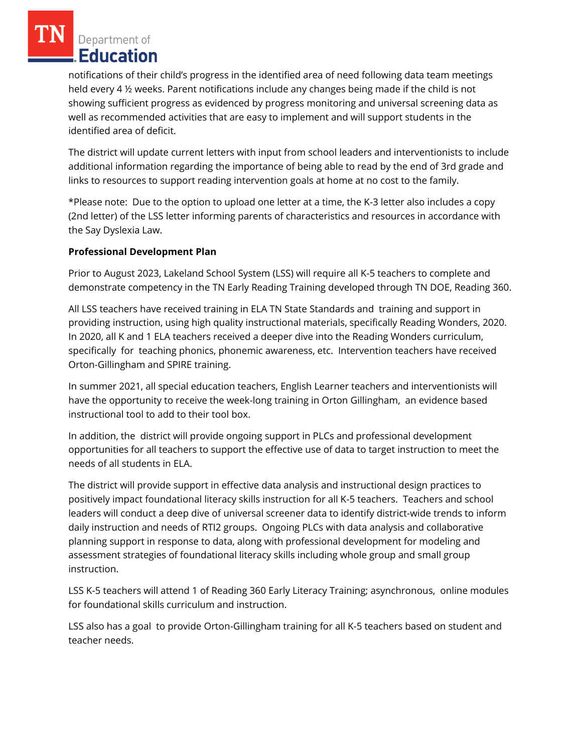notifications of their child's progress in the identified area of need following data team meetings held every 4 ½ weeks. Parent notifications include any changes being made if the child is not showing sufficient progress as evidenced by progress monitoring and universal screening data as well as recommended activities that are easy to implement and will support students in the identified area of deficit.

The district will update current letters with input from school leaders and interventionists to include additional information regarding the importance of being able to read by the end of 3rd grade and links to resources to support reading intervention goals at home at no cost to the family.

*Please note: Due to the option to upload one letter at a time, the K-3 letter also includes a copy (2nd letter) of the LSS letter informing parents of characteristics and resources in accordance with the Say Dyslexia Law.

**Professional Development Plan**

Prior to August 2023, Lakeland School System (LSS) will require all K-5 teachers to complete and demonstrate competency in the TN Early Reading Training developed through TN DOE, Reading 360.

All LSS teachers have received training in ELA TN State Standards and training and support in providing instruction, using high quality instructional materials, specifically Reading Wonders, 2020. In 2020, all K and 1 ELA teachers received a deeper dive into the Reading Wonders curriculum, specifically for teaching phonics, phonemic awareness, etc. Intervention teachers have received Orton-Gillingham and SPIRE training.

In summer 2021, all special education teachers, English Learner teachers and interventionists will have the opportunity to receive the week-long training in Orton Gillingham, an evidence based instructional tool to add to their tool box.

In addition, the district will provide ongoing support in PLCs and professional development opportunities for all teachers to support the effective use of data to target instruction to meet the needs of all students in ELA.

The district will provide support in effective data analysis and instructional design practices to positively impact foundational literacy skills instruction for all K-5 teachers. Teachers and school leaders will conduct a deep dive of universal screener data to identify district-wide trends to inform daily instruction and needs of RTI2 groups. Ongoing PLCs with data analysis and collaborative planning support in response to data, along with professional development for modeling and assessment strategies of foundational literacy skills including whole group and small group instruction.

LSS K-5 teachers will attend 1 of Reading 360 Early Literacy Training; asynchronous, online modules for foundational skills curriculum and instruction.

LSS also has a goal to provide Orton-Gillingham training for all K-5 teachers based on student and teacher needs.